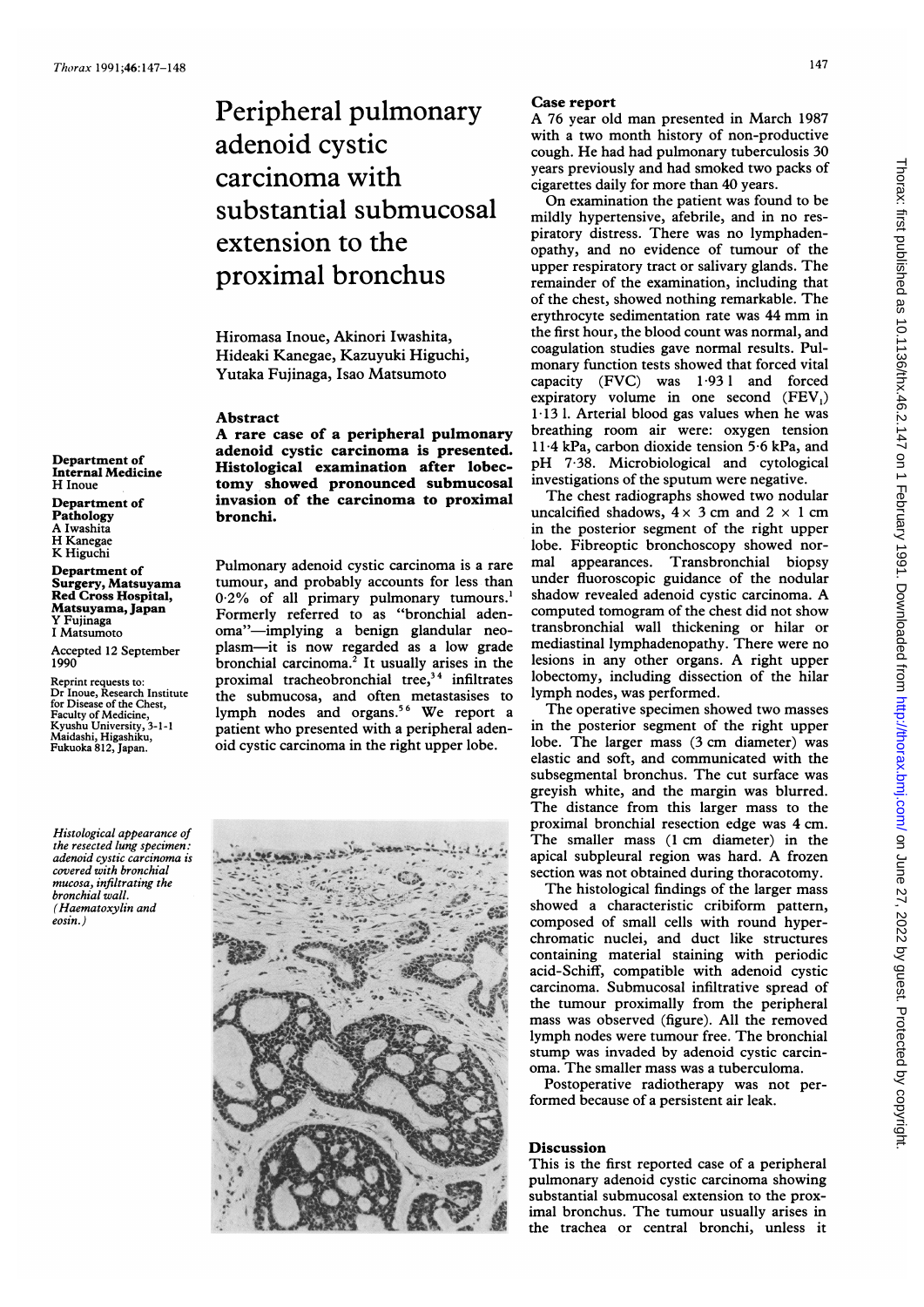# Peripheral pulmonary adenoid cystic carcinoma with substantial submucosal extension to the proximal bronchus

Hiromasa Inoue, Akinori Iwashita, Hideaki Kanegae, Kazuyuki Higuchi, Yutaka Fujinaga, Isao Matsumoto

**Department of Internal Medicine**
H Inoue

**Department of Pathology**
A Iwashita
H Kanegae
K Higuchi

**Department of Surgery, Matsuyama Red Cross Hospital, Matsuyama, Japan**
Y Fujinaga
I Matsumoto

Accepted 12 September 1990

Reprint requests to: Dr Inoue, Research Institute for Disease of the Chest, Faculty of Medicine, Kyushu University, 3-1-1 Maidashi, Higashiku, Fukuoka 812, Japan.

## Abstract

**A rare case of a peripheral pulmonary adenoid cystic carcinoma is presented. Histological examination after lobectomy showed pronounced submucosal invasion of the carcinoma to proximal bronchi.**

Pulmonary adenoid cystic carcinoma is a rare tumour, and probably accounts for less than 0·2% of all primary pulmonary tumours.[1] Formerly referred to as "bronchial adenoma"—implying a benign glandular neoplasm—it is now regarded as a low grade bronchial carcinoma.[2] It usually arises in the proximal tracheobronchial tree,[3 4] infiltrates the submucosa, and often metastasises to lymph nodes and organs.[5 6] We report a patient who presented with a peripheral adenoid cystic carcinoma in the right upper lobe.

*Histological appearance of the resected lung specimen: adenoid cystic carcinoma is covered with bronchial mucosa, infiltrating the bronchial wall. (Haematoxylin and eosin.)*

## Case report

A 76 year old man presented in March 1987 with a two month history of non-productive cough. He had had pulmonary tuberculosis 30 years previously and had smoked two packs of cigarettes daily for more than 40 years.

On examination the patient was found to be mildly hypertensive, afebrile, and in no respiratory distress. There was no lymphadenopathy, and no evidence of tumour of the upper respiratory tract or salivary glands. The remainder of the examination, including that of the chest, showed nothing remarkable. The erythrocyte sedimentation rate was 44 mm in the first hour, the blood count was normal, and coagulation studies gave normal results. Pulmonary function tests showed that forced vital capacity (FVC) was 1·93 l and forced expiratory volume in one second ($FEV_1$) 1·13 l. Arterial blood gas values when he was breathing room air were: oxygen tension 11·4 kPa, carbon dioxide tension 5·6 kPa, and pH 7·38. Microbiological and cytological investigations of the sputum were negative.

The chest radiographs showed two nodular uncalcified shadows, 4 × 3 cm and 2 × 1 cm in the posterior segment of the right upper lobe. Fibreoptic bronchoscopy showed normal appearances. Transbronchial biopsy under fluoroscopic guidance of the nodular shadow revealed adenoid cystic carcinoma. A computed tomogram of the chest did not show transbronchial wall thickening or hilar or mediastinal lymphadenopathy. There were no lesions in any other organs. A right upper lobectomy, including dissection of the hilar lymph nodes, was performed.

The operative specimen showed two masses in the posterior segment of the right upper lobe. The larger mass (3 cm diameter) was elastic and soft, and communicated with the subsegmental bronchus. The cut surface was greyish white, and the margin was blurred. The distance from this larger mass to the proximal bronchial resection edge was 4 cm. The smaller mass (1 cm diameter) in the apical subpleural region was hard. A frozen section was not obtained during thoracotomy.

The histological findings of the larger mass showed a characteristic cribiform pattern, composed of small cells with round hyperchromatic nuclei, and duct like structures containing material staining with periodic acid-Schiff, compatible with adenoid cystic carcinoma. Submucosal infiltrative spread of the tumour proximally from the peripheral mass was observed (figure). All the removed lymph nodes were tumour free. The bronchial stump was invaded by adenoid cystic carcinoma. The smaller mass was a tuberculoma.

Postoperative radiotherapy was not performed because of a persistent air leak.

## Discussion

This is the first reported case of a peripheral pulmonary adenoid cystic carcinoma showing substantial submucosal extension to the proximal bronchus. The tumour usually arises in the trachea or central bronchi, unless it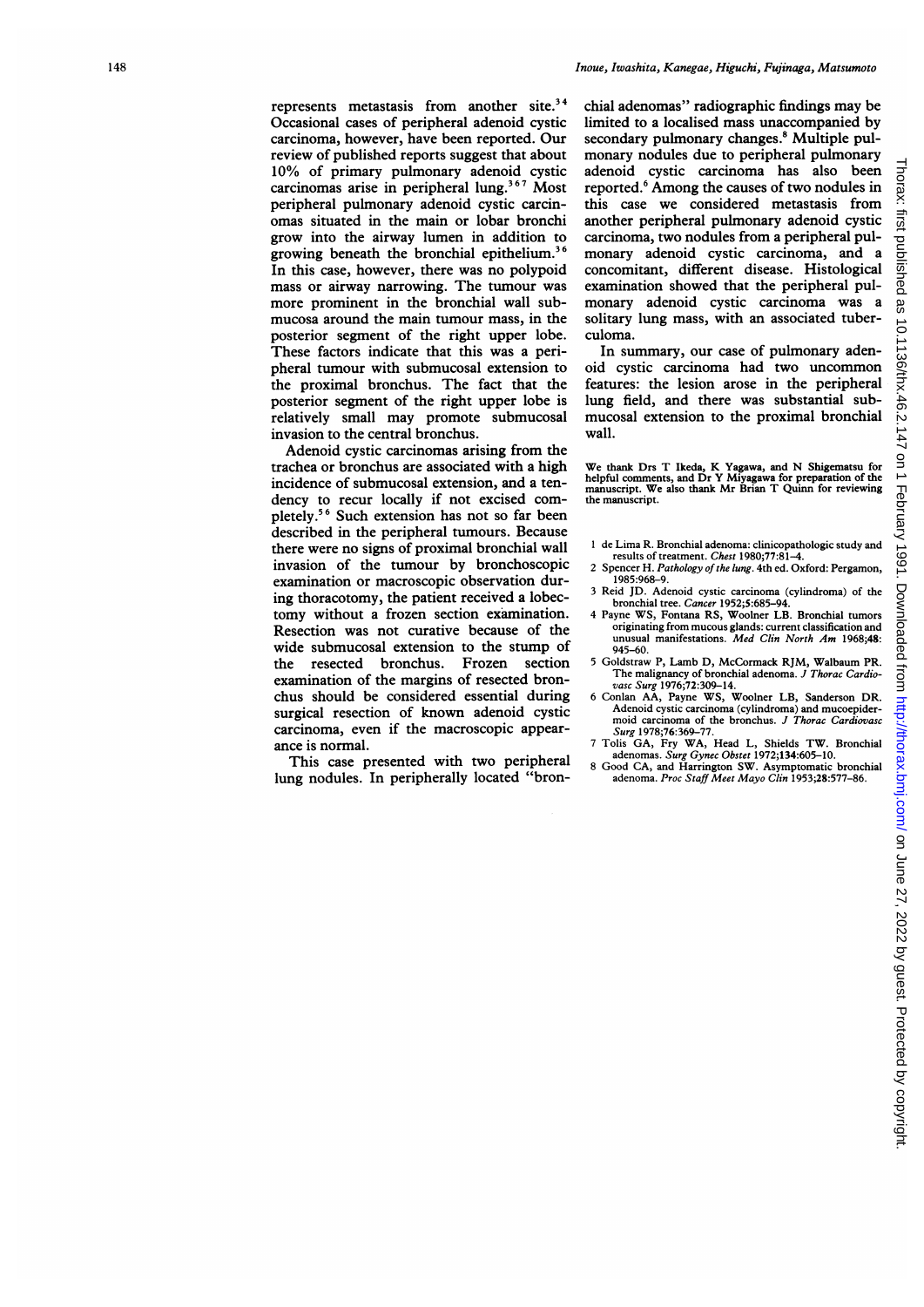represents metastasis from another site.[3,4] Occasional cases of peripheral adenoid cystic carcinoma, however, have been reported. Our review of published reports suggest that about 10% of primary pulmonary adenoid cystic carcinomas arise in peripheral lung.[3,6,7] Most peripheral pulmonary adenoid cystic carcinomas situated in the main or lobar bronchi grow into the airway lumen in addition to growing beneath the bronchial epithelium.[3,6] In this case, however, there was no polypoid mass or airway narrowing. The tumour was more prominent in the bronchial wall submucosa around the main tumour mass, in the posterior segment of the right upper lobe. These factors indicate that this was a peripheral tumour with submucosal extension to the proximal bronchus. The fact that the posterior segment of the right upper lobe is relatively small may promote submucosal invasion to the central bronchus.

Adenoid cystic carcinomas arising from the trachea or bronchus are associated with a high incidence of submucosal extension, and a tendency to recur locally if not excised completely.[5,6] Such extension has not so far been described in the peripheral tumours. Because there were no signs of proximal bronchial wall invasion of the tumour by bronchoscopic examination or macroscopic observation during thoracotomy, the patient received a lobectomy without a frozen section examination. Resection was not curative because of the wide submucosal extension to the stump of the resected bronchus. Frozen section examination of the margins of resected bronchus should be considered essential during surgical resection of known adenoid cystic carcinoma, even if the macroscopic appearance is normal.

This case presented with two peripheral lung nodules. In peripherally located "bronchial adenomas" radiographic findings may be limited to a localised mass unaccompanied by secondary pulmonary changes.[8] Multiple pulmonary nodules due to peripheral pulmonary adenoid cystic carcinoma has also been reported.[6] Among the causes of two nodules in this case we considered metastasis from another peripheral pulmonary adenoid cystic carcinoma, two nodules from a peripheral pulmonary adenoid cystic carcinoma, and a concomitant, different disease. Histological examination showed that the peripheral pulmonary adenoid cystic carcinoma was a solitary lung mass, with an associated tuberculoma.

In summary, our case of pulmonary adenoid cystic carcinoma had two uncommon features: the lesion arose in the peripheral lung field, and there was substantial submucosal extension to the proximal bronchial wall.

We thank Drs T Ikeda, K Yagawa, and N Shigematsu for helpful comments, and Dr Y Miyagawa for preparation of the manuscript. We also thank Mr Brian T Quinn for reviewing the manuscript.

1. de Lima R. Bronchial adenoma: clinicopathologic study and results of treatment. *Chest* 1980;77:81–4.
2. Spencer H. *Pathology of the lung*. 4th ed. Oxford: Pergamon, 1985:968–9.
3. Reid JD. Adenoid cystic carcinoma (cylindroma) of the bronchial tree. *Cancer* 1952;5:685–94.
4. Payne WS, Fontana RS, Woolner LB. Bronchial tumors originating from mucous glands: current classification and unusual manifestations. *Med Clin North Am* 1968;**48**: 945–60.
5. Goldstraw P, Lamb D, McCormack RJM, Walbaum PR. The malignancy of bronchial adenoma. *J Thorac Cardiovasc Surg* 1976;72:309–14.
6. Conlan AA, Payne WS, Woolner LB, Sanderson DR. Adenoid cystic carcinoma (cylindroma) and mucoepidermoid carcinoma of the bronchus. *J Thorac Cardiovasc Surg* 1978;76:369–77.
7. Tolis GA, Fry WA, Head L, Shields TW. Bronchial adenomas. *Surg Gynec Obstet* 1972;134:605–10.
8. Good CA, and Harrington SW. Asymptomatic bronchial adenoma. *Proc Staff Meet Mayo Clin* 1953;28:577–86.